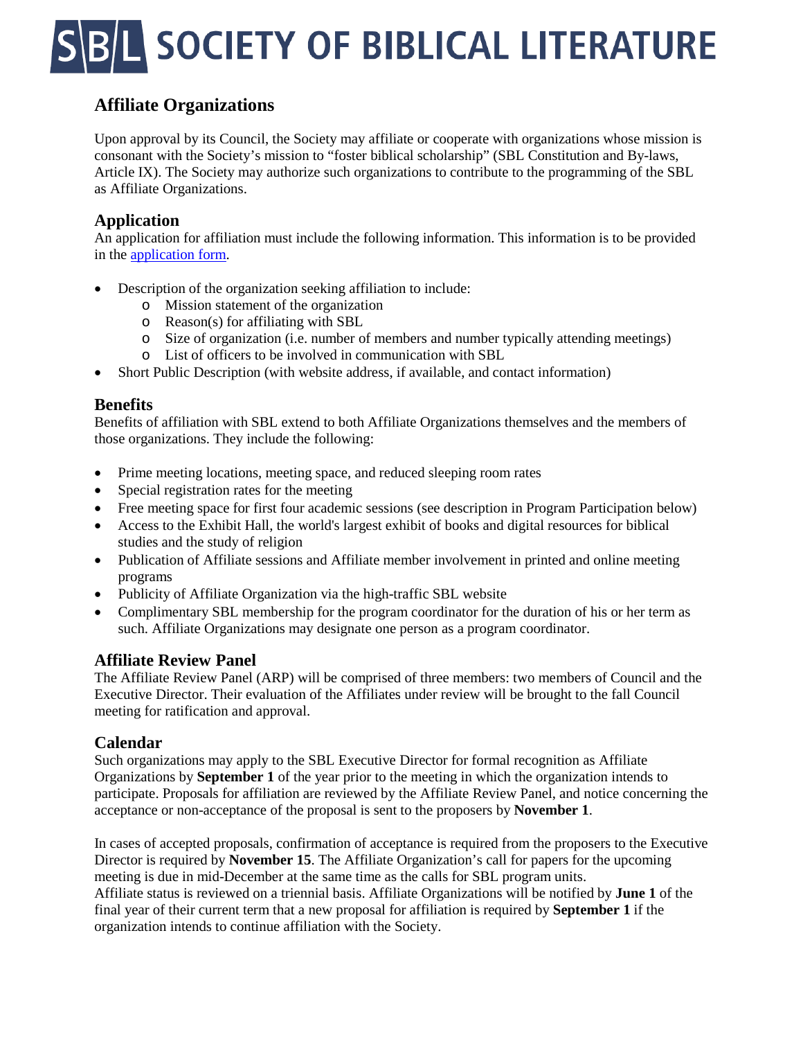# SOCIETY OF BIBLICAL LITERATURE

## Affiliate Organizations

Upon approval by its Council, the Society may affiliate or cooperate with organizations whose mission is consonant with the Society's mission to "foster biblical scholarship" (SBL Constitution and By-laws, Article IX). The Society may authorize such organizations to contribute to the programming of the SBL as Affiliate Organizations.

### Application

An application for affiliation must include the following information. This information is to be provided in the application form.

- Description of the organization seeking affiliation to include:
  - Mission statement of the organization
  - Reason(s) for affiliating with SBL
  - Size of organization (i.e. number of members and number typically attending meetings)
  - List of officers to be involved in communication with SBL
- Short Public Description (with website address, if available, and contact information)

### Benefits

Benefits of affiliation with SBL extend to both Affiliate Organizations themselves and the members of those organizations. They include the following:

- Prime meeting locations, meeting space, and reduced sleeping room rates
- Special registration rates for the meeting
- Free meeting space for first four academic sessions (see description in Program Participation below)
- Access to the Exhibit Hall, the world's largest exhibit of books and digital resources for biblical studies and the study of religion
- Publication of Affiliate sessions and Affiliate member involvement in printed and online meeting programs
- Publicity of Affiliate Organization via the high-traffic SBL website
- Complimentary SBL membership for the program coordinator for the duration of his or her term as such. Affiliate Organizations may designate one person as a program coordinator.

### Affiliate Review Panel

The Affiliate Review Panel (ARP) will be comprised of three members: two members of Council and the Executive Director. Their evaluation of the Affiliates under review will be brought to the fall Council meeting for ratification and approval.

### Calendar

Such organizations may apply to the SBL Executive Director for formal recognition as Affiliate Organizations by **September 1** of the year prior to the meeting in which the organization intends to participate. Proposals for affiliation are reviewed by the Affiliate Review Panel, and notice concerning the acceptance or non-acceptance of the proposal is sent to the proposers by **November 1**.

In cases of accepted proposals, confirmation of acceptance is required from the proposers to the Executive Director is required by **November 15**. The Affiliate Organization's call for papers for the upcoming meeting is due in mid-December at the same time as the calls for SBL program units.
Affiliate status is reviewed on a triennial basis. Affiliate Organizations will be notified by **June 1** of the final year of their current term that a new proposal for affiliation is required by **September 1** if the organization intends to continue affiliation with the Society.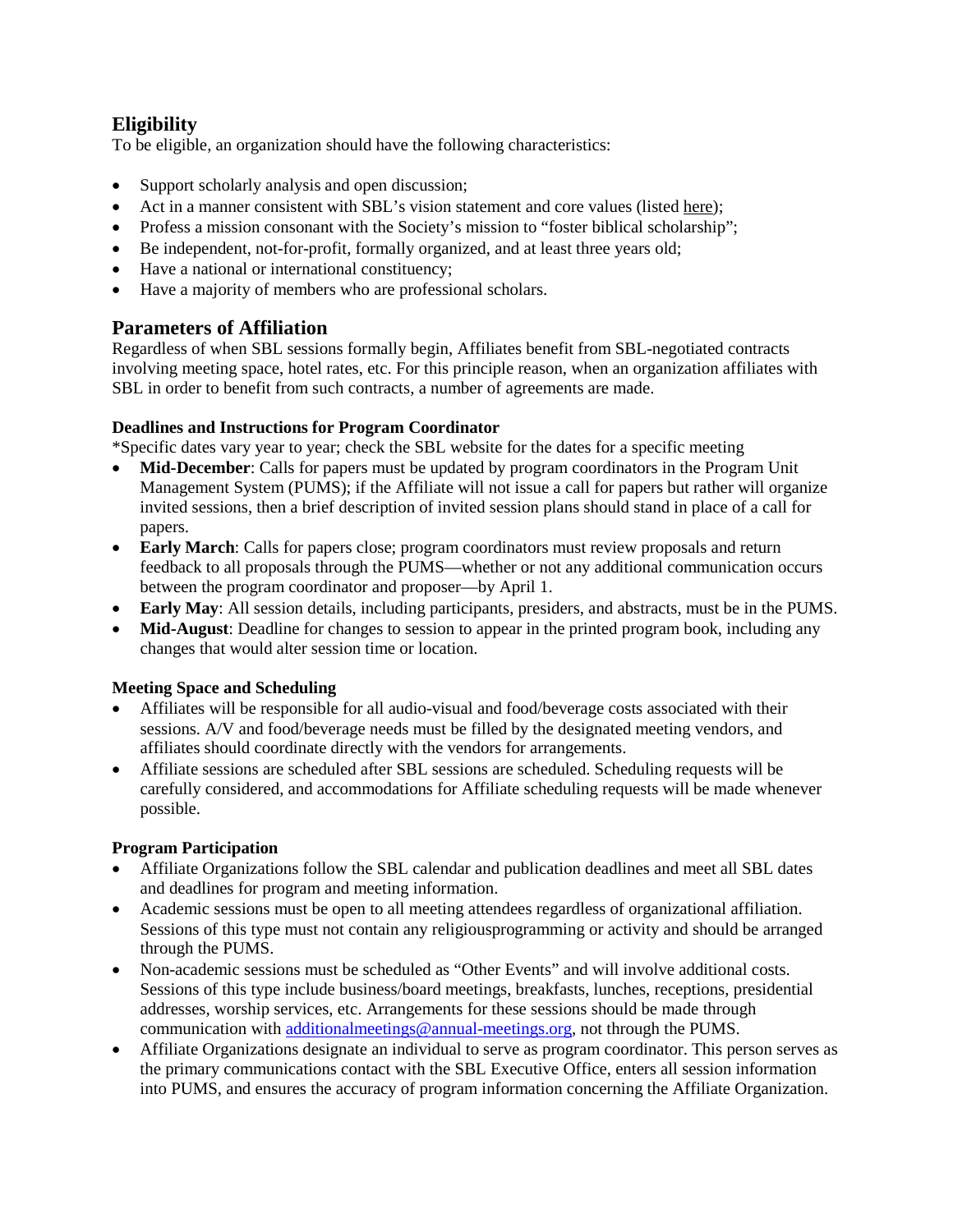## Eligibility

To be eligible, an organization should have the following characteristics:

- Support scholarly analysis and open discussion;
- Act in a manner consistent with SBL's vision statement and core values (listed here);
- Profess a mission consonant with the Society's mission to "foster biblical scholarship";
- Be independent, not-for-profit, formally organized, and at least three years old;
- Have a national or international constituency;
- Have a majority of members who are professional scholars.

## Parameters of Affiliation

Regardless of when SBL sessions formally begin, Affiliates benefit from SBL-negotiated contracts involving meeting space, hotel rates, etc. For this principle reason, when an organization affiliates with SBL in order to benefit from such contracts, a number of agreements are made.

### Deadlines and Instructions for Program Coordinator

*Specific dates vary year to year; check the SBL website for the dates for a specific meeting

- **Mid-December**: Calls for papers must be updated by program coordinators in the Program Unit Management System (PUMS); if the Affiliate will not issue a call for papers but rather will organize invited sessions, then a brief description of invited session plans should stand in place of a call for papers.
- **Early March**: Calls for papers close; program coordinators must review proposals and return feedback to all proposals through the PUMS—whether or not any additional communication occurs between the program coordinator and proposer—by April 1.
- **Early May**: All session details, including participants, presiders, and abstracts, must be in the PUMS.
- **Mid-August**: Deadline for changes to session to appear in the printed program book, including any changes that would alter session time or location.

### Meeting Space and Scheduling

- Affiliates will be responsible for all audio-visual and food/beverage costs associated with their sessions. A/V and food/beverage needs must be filled by the designated meeting vendors, and affiliates should coordinate directly with the vendors for arrangements.
- Affiliate sessions are scheduled after SBL sessions are scheduled. Scheduling requests will be carefully considered, and accommodations for Affiliate scheduling requests will be made whenever possible.

### Program Participation

- Affiliate Organizations follow the SBL calendar and publication deadlines and meet all SBL dates and deadlines for program and meeting information.
- Academic sessions must be open to all meeting attendees regardless of organizational affiliation. Sessions of this type must not contain any religiousprogramming or activity and should be arranged through the PUMS.
- Non-academic sessions must be scheduled as "Other Events" and will involve additional costs. Sessions of this type include business/board meetings, breakfasts, lunches, receptions, presidential addresses, worship services, etc. Arrangements for these sessions should be made through communication with additionalmeetings@annual-meetings.org, not through the PUMS.
- Affiliate Organizations designate an individual to serve as program coordinator. This person serves as the primary communications contact with the SBL Executive Office, enters all session information into PUMS, and ensures the accuracy of program information concerning the Affiliate Organization.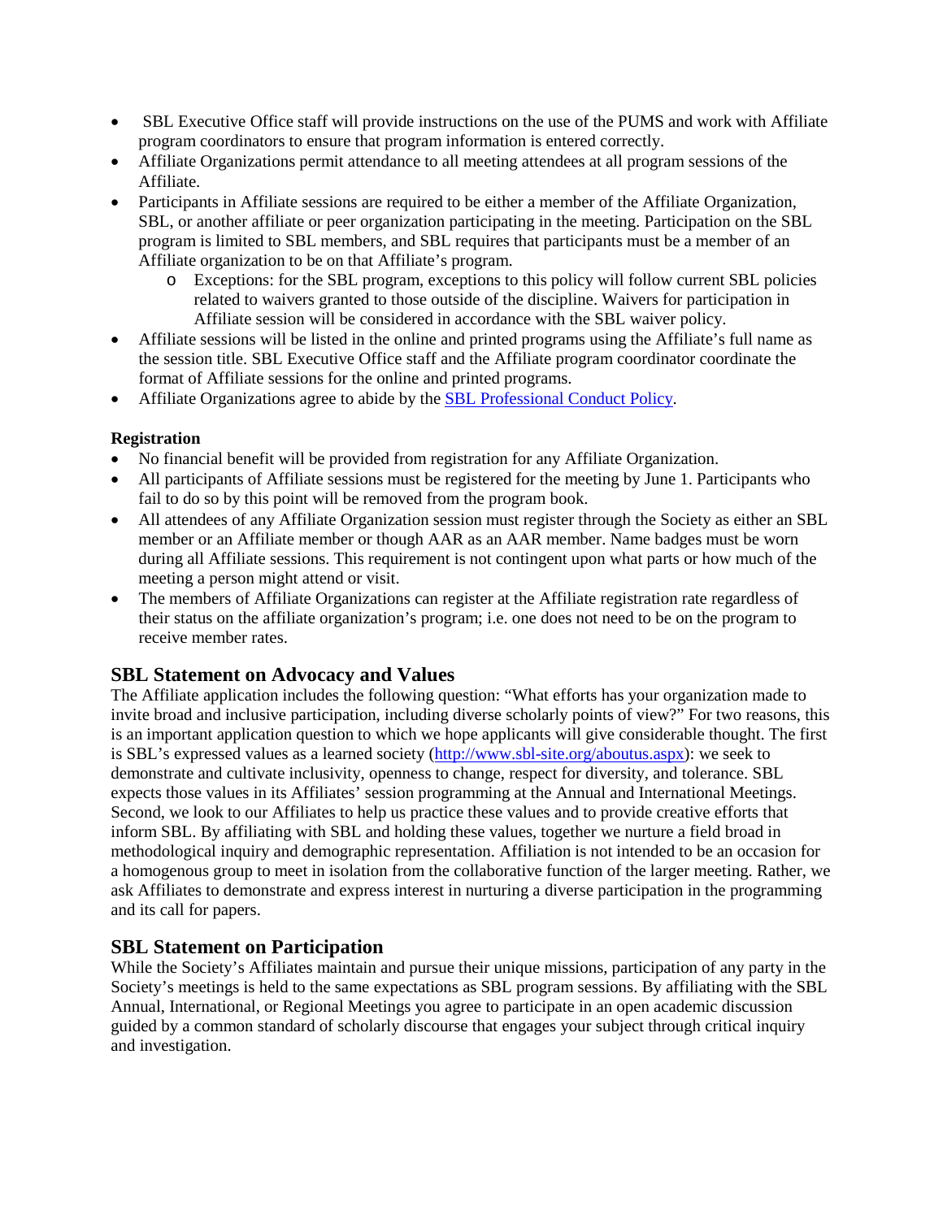- SBL Executive Office staff will provide instructions on the use of the PUMS and work with Affiliate program coordinators to ensure that program information is entered correctly.
- Affiliate Organizations permit attendance to all meeting attendees at all program sessions of the Affiliate.
- Participants in Affiliate sessions are required to be either a member of the Affiliate Organization, SBL, or another affiliate or peer organization participating in the meeting. Participation on the SBL program is limited to SBL members, and SBL requires that participants must be a member of an Affiliate organization to be on that Affiliate's program.
  - Exceptions: for the SBL program, exceptions to this policy will follow current SBL policies related to waivers granted to those outside of the discipline. Waivers for participation in Affiliate session will be considered in accordance with the SBL waiver policy.
- Affiliate sessions will be listed in the online and printed programs using the Affiliate's full name as the session title. SBL Executive Office staff and the Affiliate program coordinator coordinate the format of Affiliate sessions for the online and printed programs.
- Affiliate Organizations agree to abide by the [SBL Professional Conduct Policy](SBL Professional Conduct Policy).

**Registration**

- No financial benefit will be provided from registration for any Affiliate Organization.
- All participants of Affiliate sessions must be registered for the meeting by June 1. Participants who fail to do so by this point will be removed from the program book.
- All attendees of any Affiliate Organization session must register through the Society as either an SBL member or an Affiliate member or though AAR as an AAR member. Name badges must be worn during all Affiliate sessions. This requirement is not contingent upon what parts or how much of the meeting a person might attend or visit.
- The members of Affiliate Organizations can register at the Affiliate registration rate regardless of their status on the affiliate organization's program; i.e. one does not need to be on the program to receive member rates.

## SBL Statement on Advocacy and Values

The Affiliate application includes the following question: "What efforts has your organization made to invite broad and inclusive participation, including diverse scholarly points of view?" For two reasons, this is an important application question to which we hope applicants will give considerable thought. The first is SBL's expressed values as a learned society (http://www.sbl-site.org/aboutus.aspx): we seek to demonstrate and cultivate inclusivity, openness to change, respect for diversity, and tolerance. SBL expects those values in its Affiliates' session programming at the Annual and International Meetings. Second, we look to our Affiliates to help us practice these values and to provide creative efforts that inform SBL. By affiliating with SBL and holding these values, together we nurture a field broad in methodological inquiry and demographic representation. Affiliation is not intended to be an occasion for a homogenous group to meet in isolation from the collaborative function of the larger meeting. Rather, we ask Affiliates to demonstrate and express interest in nurturing a diverse participation in the programming and its call for papers.

## SBL Statement on Participation

While the Society's Affiliates maintain and pursue their unique missions, participation of any party in the Society's meetings is held to the same expectations as SBL program sessions. By affiliating with the SBL Annual, International, or Regional Meetings you agree to participate in an open academic discussion guided by a common standard of scholarly discourse that engages your subject through critical inquiry and investigation.